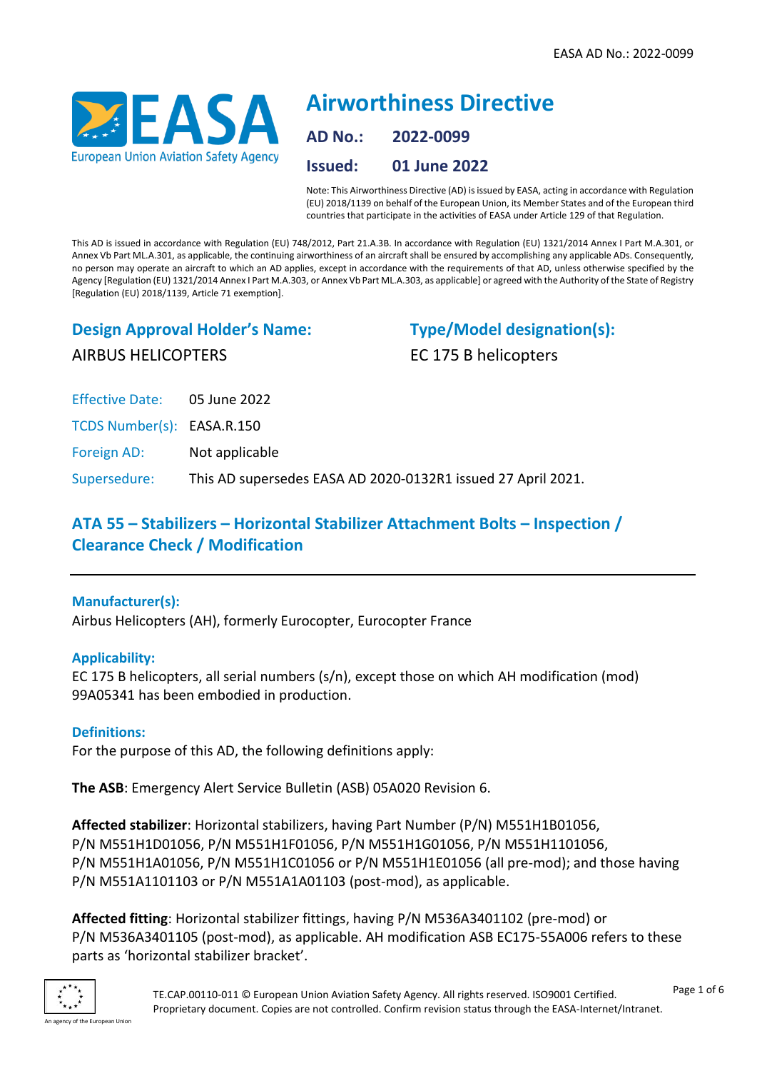# Airworthiness Directive

**AD No.:** 2022-0099

**Issued:** 01 June 2022

Note: This Airworthiness Directive (AD) is issued by EASA, acting in accordance with Regulation (EU) 2018/1139 on behalf of the European Union, its Member States and of the European third countries that participate in the activities of EASA under Article 129 of that Regulation.

This AD is issued in accordance with Regulation (EU) 748/2012, Part 21.A.3B. In accordance with Regulation (EU) 1321/2014 Annex I Part M.A.301, or Annex Vb Part ML.A.301, as applicable, the continuing airworthiness of an aircraft shall be ensured by accomplishing any applicable ADs. Consequently, no person may operate an aircraft to which an AD applies, except in accordance with the requirements of that AD, unless otherwise specified by the Agency [Regulation (EU) 1321/2014 Annex I Part M.A.303, or Annex Vb Part ML.A.303, as applicable] or agreed with the Authority of the State of Registry [Regulation (EU) 2018/1139, Article 71 exemption].

## Design Approval Holder's Name:

AIRBUS HELICOPTERS

## Type/Model designation(s):

EC 175 B helicopters

Effective Date: 05 June 2022

TCDS Number(s): EASA.R.150

Foreign AD: Not applicable

Supersedure: This AD supersedes EASA AD 2020-0132R1 issued 27 April 2021.

## ATA 55 – Stabilizers – Horizontal Stabilizer Attachment Bolts – Inspection / Clearance Check / Modification

### Manufacturer(s):

Airbus Helicopters (AH), formerly Eurocopter, Eurocopter France

### Applicability:

EC 175 B helicopters, all serial numbers (s/n), except those on which AH modification (mod) 99A05341 has been embodied in production.

### Definitions:

For the purpose of this AD, the following definitions apply:

**The ASB**: Emergency Alert Service Bulletin (ASB) 05A020 Revision 6.

**Affected stabilizer**: Horizontal stabilizers, having Part Number (P/N) M551H1B01056, P/N M551H1D01056, P/N M551H1F01056, P/N M551H1G01056, P/N M551H1101056, P/N M551H1A01056, P/N M551H1C01056 or P/N M551H1E01056 (all pre-mod); and those having P/N M551A1101103 or P/N M551A1A01103 (post-mod), as applicable.

**Affected fitting**: Horizontal stabilizer fittings, having P/N M536A3401102 (pre-mod) or P/N M536A3401105 (post-mod), as applicable. AH modification ASB EC175-55A006 refers to these parts as 'horizontal stabilizer bracket'.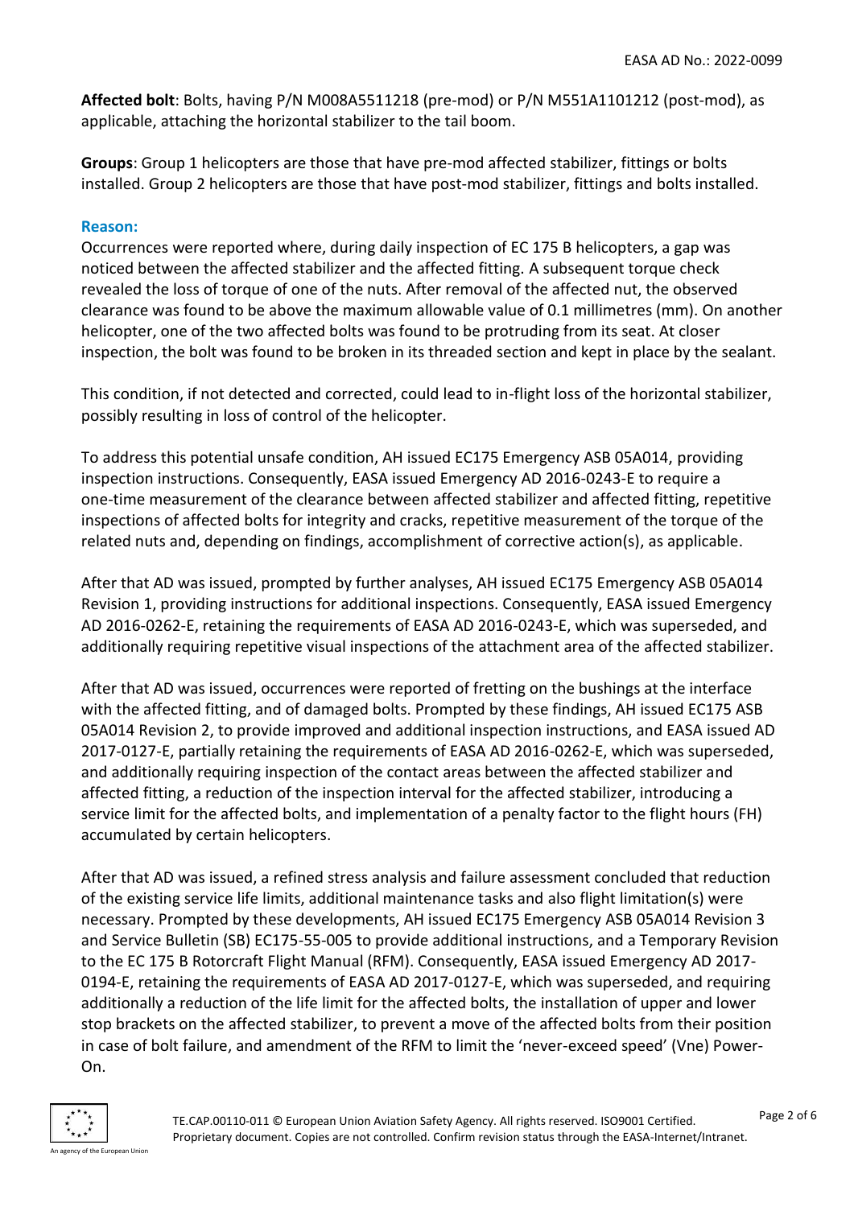**Affected bolt**: Bolts, having P/N M008A5511218 (pre-mod) or P/N M551A1101212 (post-mod), as applicable, attaching the horizontal stabilizer to the tail boom.

**Groups**: Group 1 helicopters are those that have pre-mod affected stabilizer, fittings or bolts installed. Group 2 helicopters are those that have post-mod stabilizer, fittings and bolts installed.

## Reason:

Occurrences were reported where, during daily inspection of EC 175 B helicopters, a gap was noticed between the affected stabilizer and the affected fitting. A subsequent torque check revealed the loss of torque of one of the nuts. After removal of the affected nut, the observed clearance was found to be above the maximum allowable value of 0.1 millimetres (mm). On another helicopter, one of the two affected bolts was found to be protruding from its seat. At closer inspection, the bolt was found to be broken in its threaded section and kept in place by the sealant.

This condition, if not detected and corrected, could lead to in-flight loss of the horizontal stabilizer, possibly resulting in loss of control of the helicopter.

To address this potential unsafe condition, AH issued EC175 Emergency ASB 05A014, providing inspection instructions. Consequently, EASA issued Emergency AD 2016-0243-E to require a one-time measurement of the clearance between affected stabilizer and affected fitting, repetitive inspections of affected bolts for integrity and cracks, repetitive measurement of the torque of the related nuts and, depending on findings, accomplishment of corrective action(s), as applicable.

After that AD was issued, prompted by further analyses, AH issued EC175 Emergency ASB 05A014 Revision 1, providing instructions for additional inspections. Consequently, EASA issued Emergency AD 2016-0262-E, retaining the requirements of EASA AD 2016-0243-E, which was superseded, and additionally requiring repetitive visual inspections of the attachment area of the affected stabilizer.

After that AD was issued, occurrences were reported of fretting on the bushings at the interface with the affected fitting, and of damaged bolts. Prompted by these findings, AH issued EC175 ASB 05A014 Revision 2, to provide improved and additional inspection instructions, and EASA issued AD 2017-0127-E, partially retaining the requirements of EASA AD 2016-0262-E, which was superseded, and additionally requiring inspection of the contact areas between the affected stabilizer and affected fitting, a reduction of the inspection interval for the affected stabilizer, introducing a service limit for the affected bolts, and implementation of a penalty factor to the flight hours (FH) accumulated by certain helicopters.

After that AD was issued, a refined stress analysis and failure assessment concluded that reduction of the existing service life limits, additional maintenance tasks and also flight limitation(s) were necessary. Prompted by these developments, AH issued EC175 Emergency ASB 05A014 Revision 3 and Service Bulletin (SB) EC175-55-005 to provide additional instructions, and a Temporary Revision to the EC 175 B Rotorcraft Flight Manual (RFM). Consequently, EASA issued Emergency AD 2017-0194-E, retaining the requirements of EASA AD 2017-0127-E, which was superseded, and requiring additionally a reduction of the life limit for the affected bolts, the installation of upper and lower stop brackets on the affected stabilizer, to prevent a move of the affected bolts from their position in case of bolt failure, and amendment of the RFM to limit the 'never-exceed speed' (Vne) Power-On.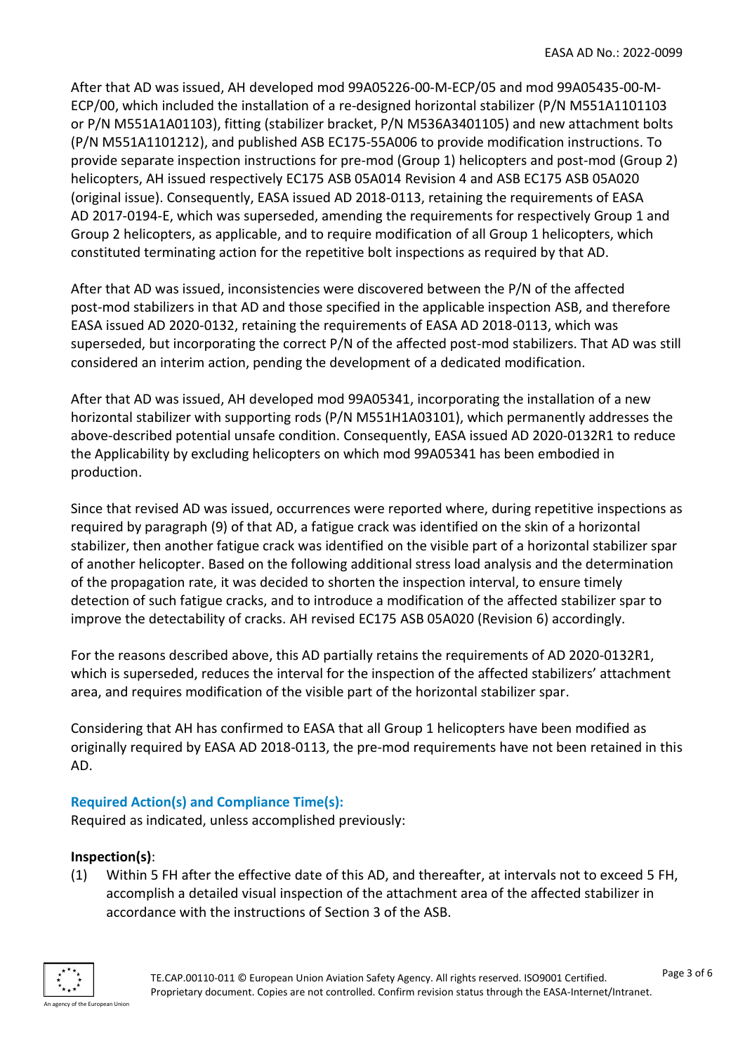After that AD was issued, AH developed mod 99A05226-00-M-ECP/05 and mod 99A05435-00-M-ECP/00, which included the installation of a re-designed horizontal stabilizer (P/N M551A1101103 or P/N M551A1A01103), fitting (stabilizer bracket, P/N M536A3401105) and new attachment bolts (P/N M551A1101212), and published ASB EC175-55A006 to provide modification instructions. To provide separate inspection instructions for pre-mod (Group 1) helicopters and post-mod (Group 2) helicopters, AH issued respectively EC175 ASB 05A014 Revision 4 and ASB EC175 ASB 05A020 (original issue). Consequently, EASA issued AD 2018-0113, retaining the requirements of EASA AD 2017-0194-E, which was superseded, amending the requirements for respectively Group 1 and Group 2 helicopters, as applicable, and to require modification of all Group 1 helicopters, which constituted terminating action for the repetitive bolt inspections as required by that AD.

After that AD was issued, inconsistencies were discovered between the P/N of the affected post-mod stabilizers in that AD and those specified in the applicable inspection ASB, and therefore EASA issued AD 2020-0132, retaining the requirements of EASA AD 2018-0113, which was superseded, but incorporating the correct P/N of the affected post-mod stabilizers. That AD was still considered an interim action, pending the development of a dedicated modification.

After that AD was issued, AH developed mod 99A05341, incorporating the installation of a new horizontal stabilizer with supporting rods (P/N M551H1A03101), which permanently addresses the above-described potential unsafe condition. Consequently, EASA issued AD 2020-0132R1 to reduce the Applicability by excluding helicopters on which mod 99A05341 has been embodied in production.

Since that revised AD was issued, occurrences were reported where, during repetitive inspections as required by paragraph (9) of that AD, a fatigue crack was identified on the skin of a horizontal stabilizer, then another fatigue crack was identified on the visible part of a horizontal stabilizer spar of another helicopter. Based on the following additional stress load analysis and the determination of the propagation rate, it was decided to shorten the inspection interval, to ensure timely detection of such fatigue cracks, and to introduce a modification of the affected stabilizer spar to improve the detectability of cracks. AH revised EC175 ASB 05A020 (Revision 6) accordingly.

For the reasons described above, this AD partially retains the requirements of AD 2020-0132R1, which is superseded, reduces the interval for the inspection of the affected stabilizers' attachment area, and requires modification of the visible part of the horizontal stabilizer spar.

Considering that AH has confirmed to EASA that all Group 1 helicopters have been modified as originally required by EASA AD 2018-0113, the pre-mod requirements have not been retained in this AD.

### Required Action(s) and Compliance Time(s):

Required as indicated, unless accomplished previously:

**Inspection(s)**:

(1) Within 5 FH after the effective date of this AD, and thereafter, at intervals not to exceed 5 FH, accomplish a detailed visual inspection of the attachment area of the affected stabilizer in accordance with the instructions of Section 3 of the ASB.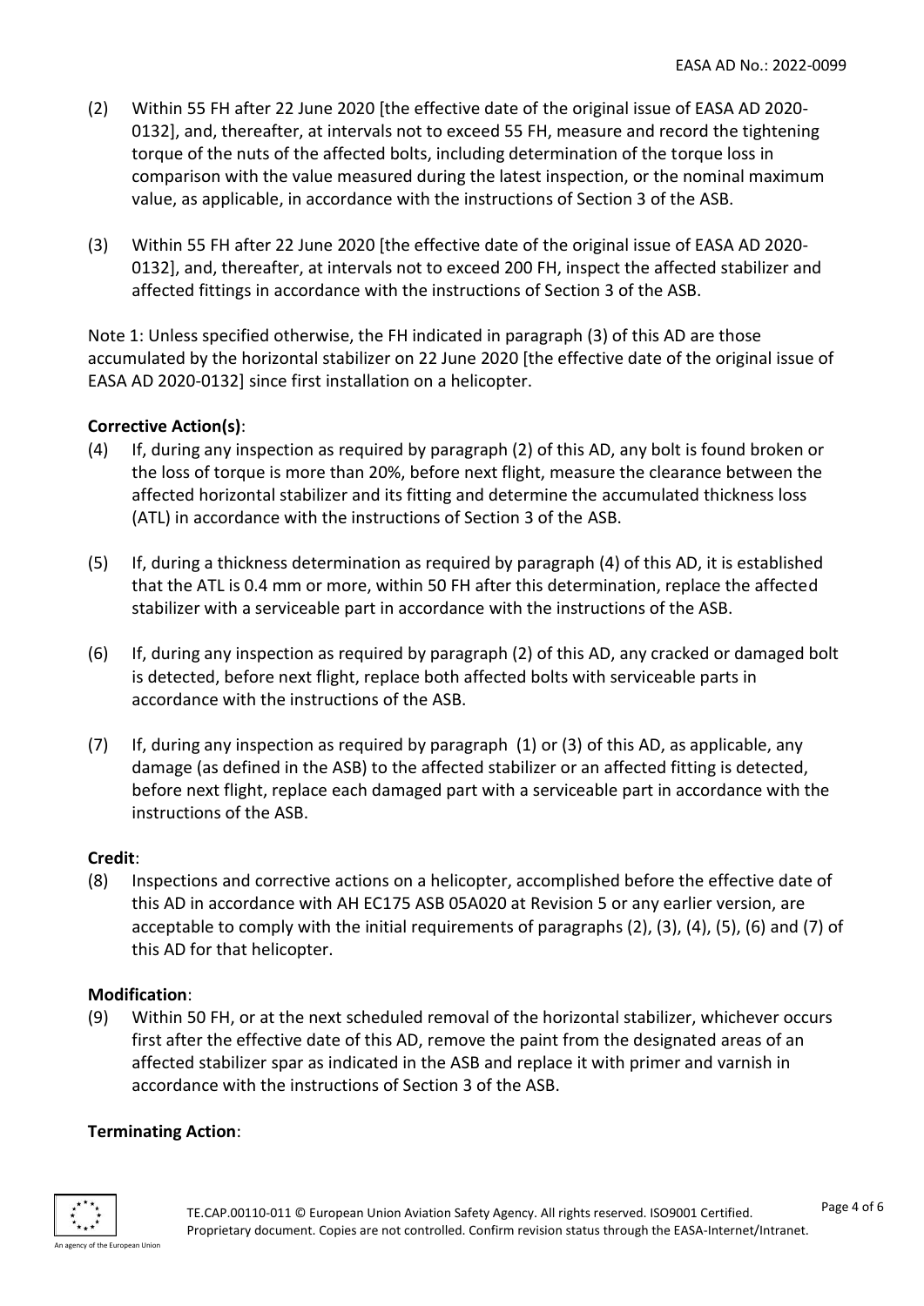(2) Within 55 FH after 22 June 2020 [the effective date of the original issue of EASA AD 2020-0132], and, thereafter, at intervals not to exceed 55 FH, measure and record the tightening torque of the nuts of the affected bolts, including determination of the torque loss in comparison with the value measured during the latest inspection, or the nominal maximum value, as applicable, in accordance with the instructions of Section 3 of the ASB.

(3) Within 55 FH after 22 June 2020 [the effective date of the original issue of EASA AD 2020-0132], and, thereafter, at intervals not to exceed 200 FH, inspect the affected stabilizer and affected fittings in accordance with the instructions of Section 3 of the ASB.

Note 1: Unless specified otherwise, the FH indicated in paragraph (3) of this AD are those accumulated by the horizontal stabilizer on 22 June 2020 [the effective date of the original issue of EASA AD 2020-0132] since first installation on a helicopter.

**Corrective Action(s)**:

(4) If, during any inspection as required by paragraph (2) of this AD, any bolt is found broken or the loss of torque is more than 20%, before next flight, measure the clearance between the affected horizontal stabilizer and its fitting and determine the accumulated thickness loss (ATL) in accordance with the instructions of Section 3 of the ASB.

(5) If, during a thickness determination as required by paragraph (4) of this AD, it is established that the ATL is 0.4 mm or more, within 50 FH after this determination, replace the affected stabilizer with a serviceable part in accordance with the instructions of the ASB.

(6) If, during any inspection as required by paragraph (2) of this AD, any cracked or damaged bolt is detected, before next flight, replace both affected bolts with serviceable parts in accordance with the instructions of the ASB.

(7) If, during any inspection as required by paragraph (1) or (3) of this AD, as applicable, any damage (as defined in the ASB) to the affected stabilizer or an affected fitting is detected, before next flight, replace each damaged part with a serviceable part in accordance with the instructions of the ASB.

**Credit**:

(8) Inspections and corrective actions on a helicopter, accomplished before the effective date of this AD in accordance with AH EC175 ASB 05A020 at Revision 5 or any earlier version, are acceptable to comply with the initial requirements of paragraphs (2), (3), (4), (5), (6) and (7) of this AD for that helicopter.

**Modification**:

(9) Within 50 FH, or at the next scheduled removal of the horizontal stabilizer, whichever occurs first after the effective date of this AD, remove the paint from the designated areas of an affected stabilizer spar as indicated in the ASB and replace it with primer and varnish in accordance with the instructions of Section 3 of the ASB.

**Terminating Action**: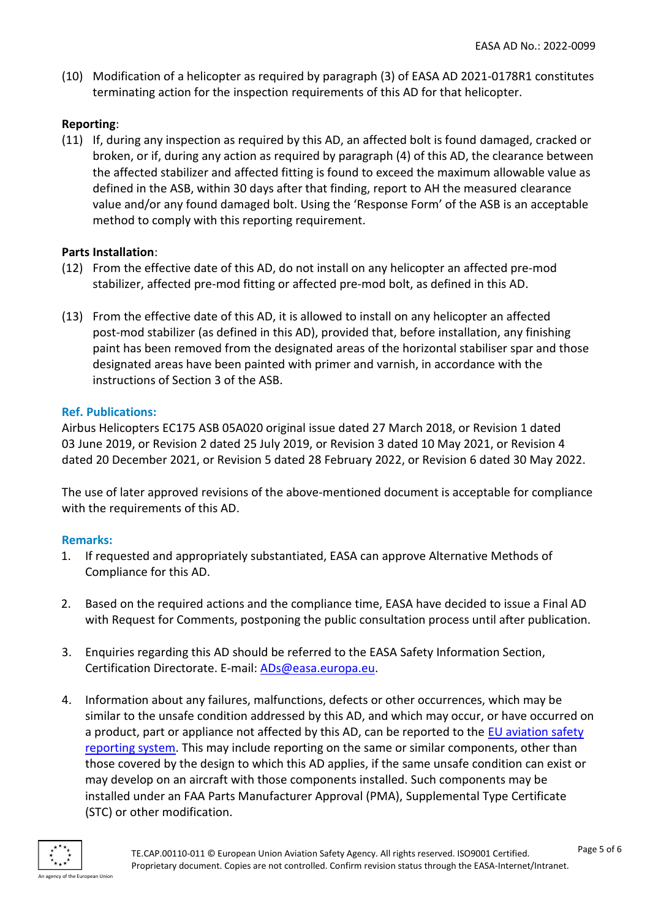(10) Modification of a helicopter as required by paragraph (3) of EASA AD 2021-0178R1 constitutes terminating action for the inspection requirements of this AD for that helicopter.

**Reporting**:

(11) If, during any inspection as required by this AD, an affected bolt is found damaged, cracked or broken, or if, during any action as required by paragraph (4) of this AD, the clearance between the affected stabilizer and affected fitting is found to exceed the maximum allowable value as defined in the ASB, within 30 days after that finding, report to AH the measured clearance value and/or any found damaged bolt. Using the 'Response Form' of the ASB is an acceptable method to comply with this reporting requirement.

**Parts Installation**:

(12) From the effective date of this AD, do not install on any helicopter an affected pre-mod stabilizer, affected pre-mod fitting or affected pre-mod bolt, as defined in this AD.

(13) From the effective date of this AD, it is allowed to install on any helicopter an affected post-mod stabilizer (as defined in this AD), provided that, before installation, any finishing paint has been removed from the designated areas of the horizontal stabiliser spar and those designated areas have been painted with primer and varnish, in accordance with the instructions of Section 3 of the ASB.

**Ref. Publications:**

Airbus Helicopters EC175 ASB 05A020 original issue dated 27 March 2018, or Revision 1 dated 03 June 2019, or Revision 2 dated 25 July 2019, or Revision 3 dated 10 May 2021, or Revision 4 dated 20 December 2021, or Revision 5 dated 28 February 2022, or Revision 6 dated 30 May 2022.

The use of later approved revisions of the above-mentioned document is acceptable for compliance with the requirements of this AD.

**Remarks:**

1. If requested and appropriately substantiated, EASA can approve Alternative Methods of Compliance for this AD.

2. Based on the required actions and the compliance time, EASA have decided to issue a Final AD with Request for Comments, postponing the public consultation process until after publication.

3. Enquiries regarding this AD should be referred to the EASA Safety Information Section, Certification Directorate. E-mail: ADs@easa.europa.eu.

4. Information about any failures, malfunctions, defects or other occurrences, which may be similar to the unsafe condition addressed by this AD, and which may occur, or have occurred on a product, part or appliance not affected by this AD, can be reported to the EU aviation safety reporting system. This may include reporting on the same or similar components, other than those covered by the design to which this AD applies, if the same unsafe condition can exist or may develop on an aircraft with those components installed. Such components may be installed under an FAA Parts Manufacturer Approval (PMA), Supplemental Type Certificate (STC) or other modification.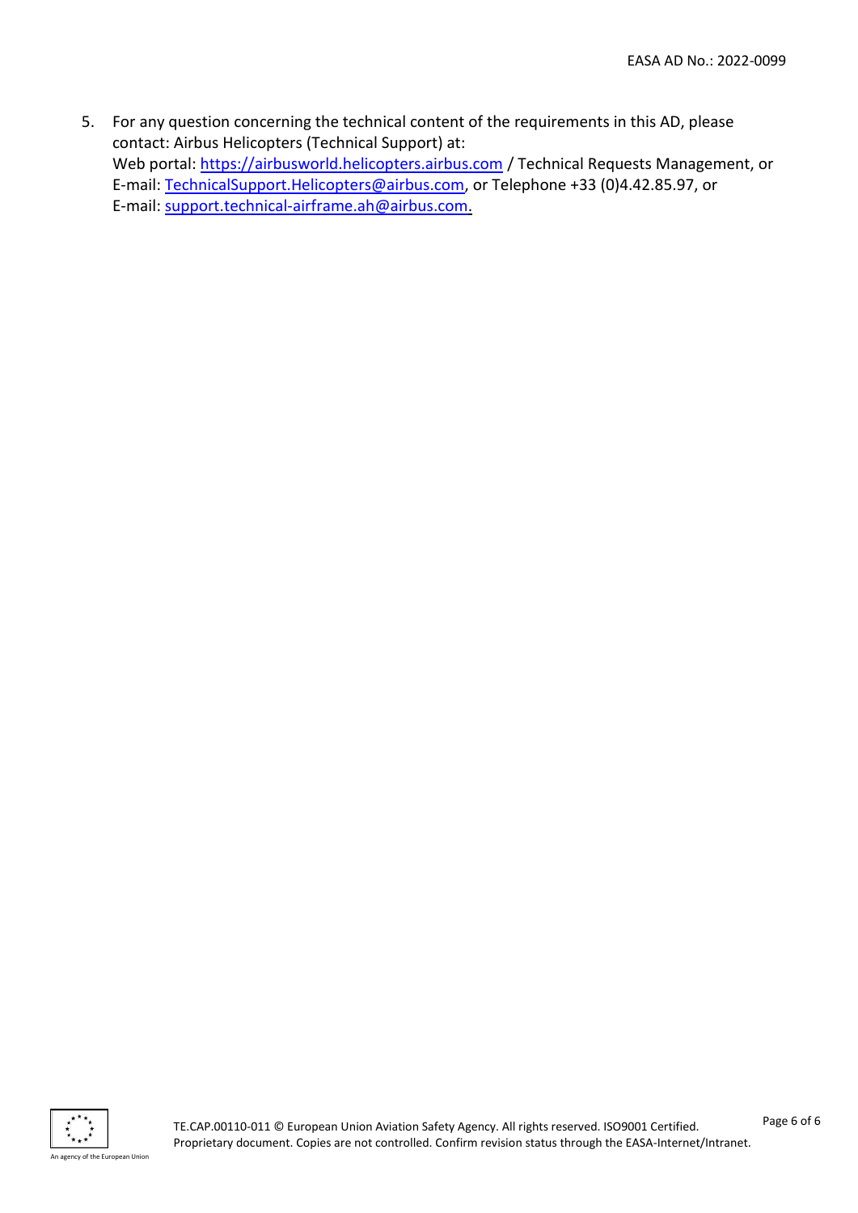5. For any question concerning the technical content of the requirements in this AD, please contact: Airbus Helicopters (Technical Support) at:
   Web portal: https://airbusworld.helicopters.airbus.com / Technical Requests Management, or
   E-mail: TechnicalSupport.Helicopters@airbus.com, or Telephone +33 (0)4.42.85.97, or
   E-mail: support.technical-airframe.ah@airbus.com.